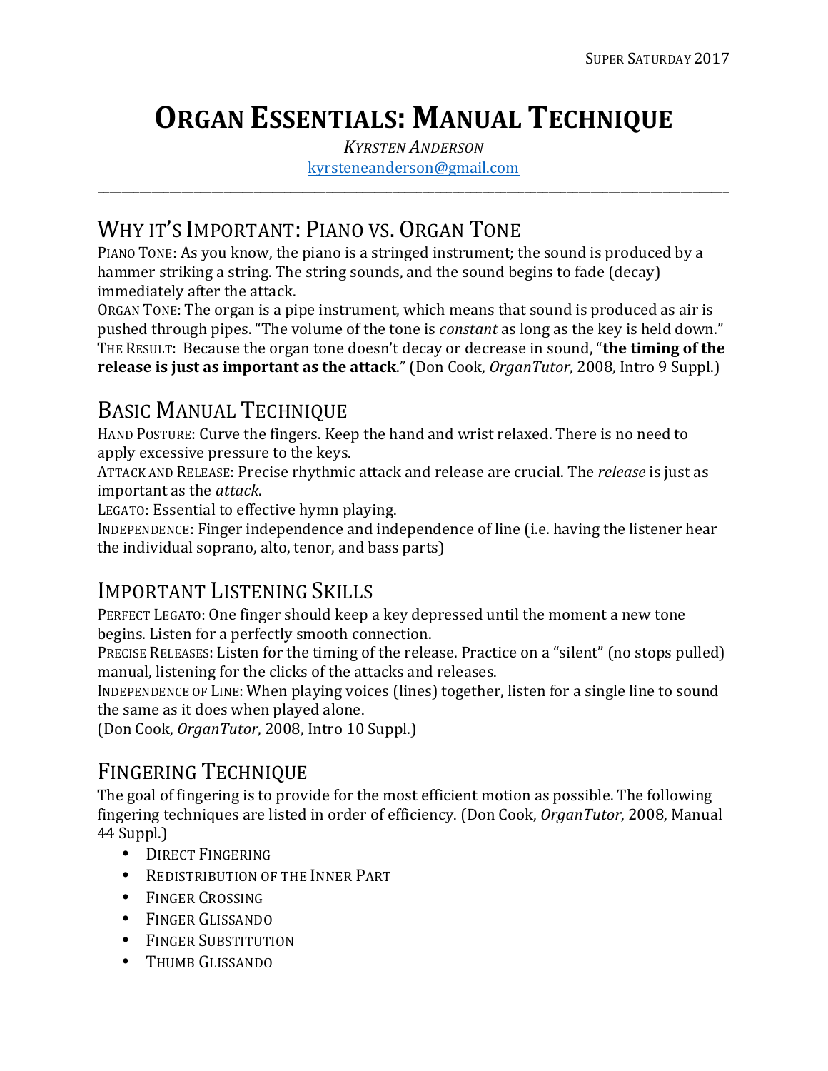# ORGAN ESSENTIALS: MANUAL TECHNIQUE

*KYRSTEN ANDERSON*

kyrsteneanderson@gmail.com

---

## WHY IT'S IMPORTANT: PIANO VS. ORGAN TONE

PIANO TONE: As you know, the piano is a stringed instrument; the sound is produced by a hammer striking a string. The string sounds, and the sound begins to fade (decay) immediately after the attack.

ORGAN TONE: The organ is a pipe instrument, which means that sound is produced as air is pushed through pipes. "The volume of the tone is *constant* as long as the key is held down."

THE RESULT: Because the organ tone doesn't decay or decrease in sound, "**the timing of the release is just as important as the attack**." (Don Cook, *OrganTutor*, 2008, Intro 9 Suppl.)

## BASIC MANUAL TECHNIQUE

HAND POSTURE: Curve the fingers. Keep the hand and wrist relaxed. There is no need to apply excessive pressure to the keys.

ATTACK AND RELEASE: Precise rhythmic attack and release are crucial. The *release* is just as important as the *attack*.

LEGATO: Essential to effective hymn playing.

INDEPENDENCE: Finger independence and independence of line (i.e. having the listener hear the individual soprano, alto, tenor, and bass parts)

## IMPORTANT LISTENING SKILLS

PERFECT LEGATO: One finger should keep a key depressed until the moment a new tone begins. Listen for a perfectly smooth connection.

PRECISE RELEASES: Listen for the timing of the release. Practice on a "silent" (no stops pulled) manual, listening for the clicks of the attacks and releases.

INDEPENDENCE OF LINE: When playing voices (lines) together, listen for a single line to sound the same as it does when played alone.

(Don Cook, *OrganTutor*, 2008, Intro 10 Suppl.)

## FINGERING TECHNIQUE

The goal of fingering is to provide for the most efficient motion as possible. The following fingering techniques are listed in order of efficiency. (Don Cook, *OrganTutor*, 2008, Manual 44 Suppl.)

- DIRECT FINGERING
- REDISTRIBUTION OF THE INNER PART
- FINGER CROSSING
- FINGER GLISSANDO
- FINGER SUBSTITUTION
- THUMB GLISSANDO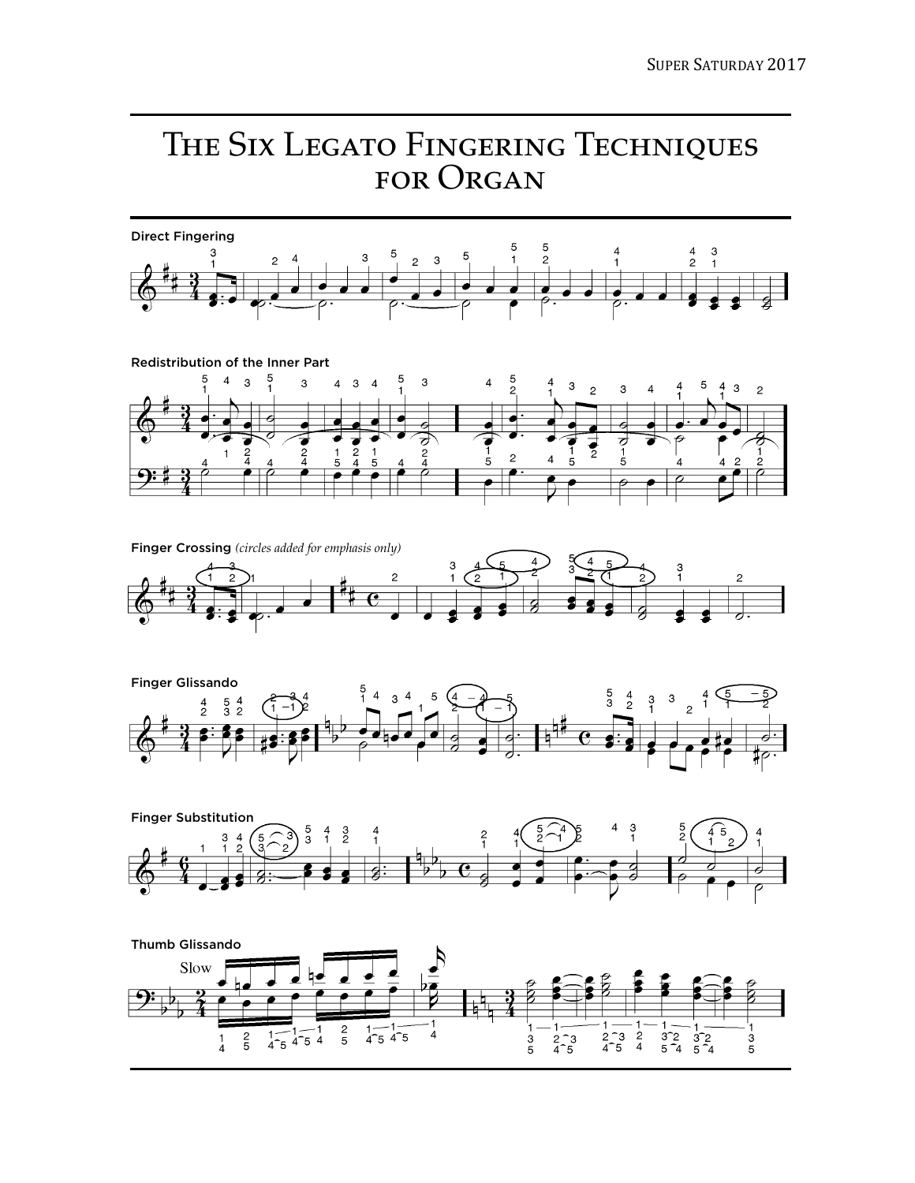# The Six Legato Fingering Techniques for Organ

**Direct Fingering**

**Redistribution of the Inner Part**

**Finger Crossing** *(circles added for emphasis only)*

**Finger Glissando**

**Finger Substitution**

**Thumb Glissando**

Slow